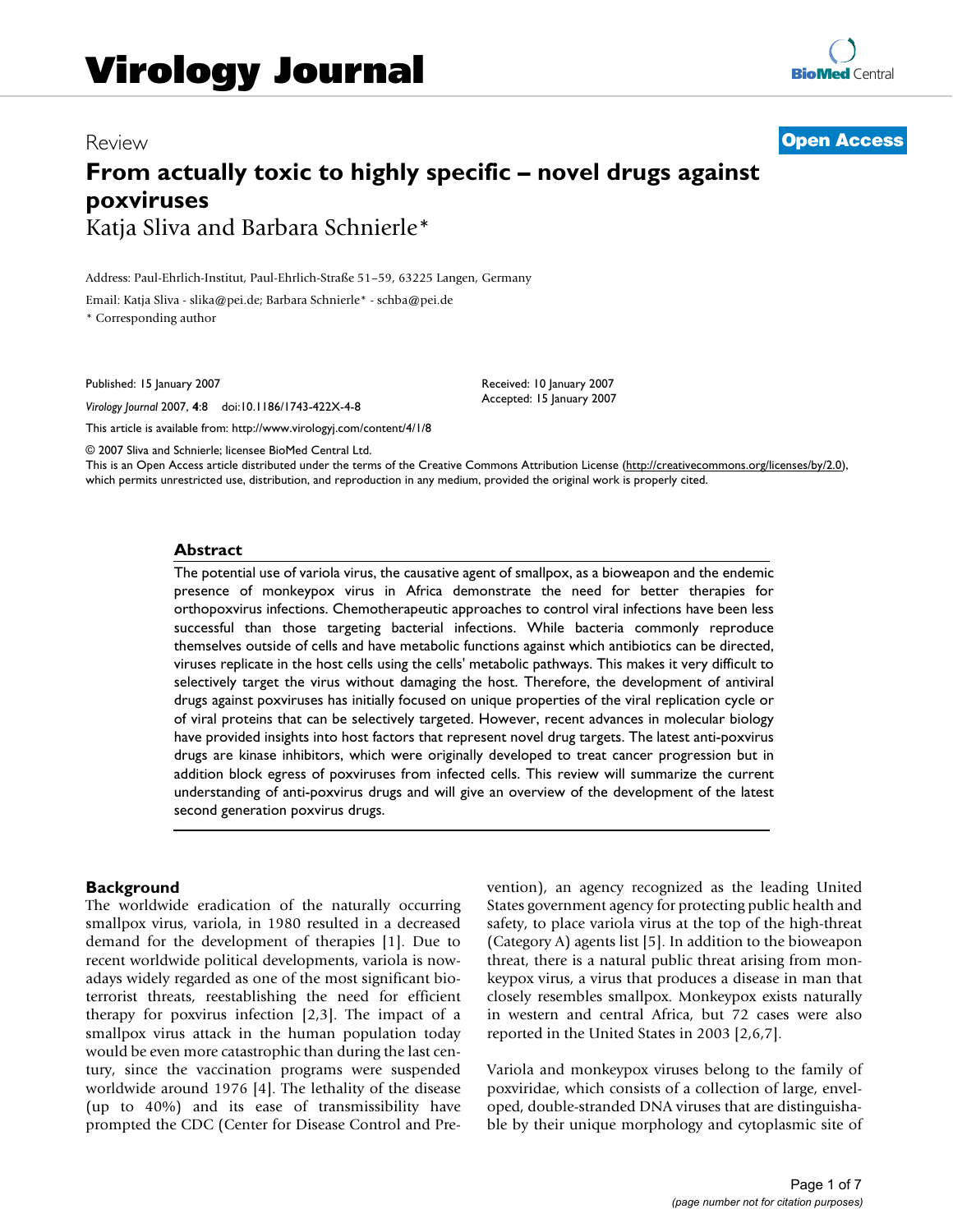Review

Open Access

# From actually toxic to highly specific – novel drugs against poxviruses

Katja Sliva and Barbara Schnierle*

Address: Paul-Ehrlich-Institut, Paul-Ehrlich-Straße 51–59, 63225 Langen, Germany

Email: Katja Sliva - slika@pei.de; Barbara Schnierle* - schba@pei.de

* Corresponding author

Published: 15 January 2007

*Virology Journal* 2007, **4**:8 doi:10.1186/1743-422X-4-8

Received: 10 January 2007
Accepted: 15 January 2007

This article is available from: http://www.virologyj.com/content/4/1/8

© 2007 Sliva and Schnierle; licensee BioMed Central Ltd.
This is an Open Access article distributed under the terms of the Creative Commons Attribution License (http://creativecommons.org/licenses/by/2.0), which permits unrestricted use, distribution, and reproduction in any medium, provided the original work is properly cited.

## Abstract

The potential use of variola virus, the causative agent of smallpox, as a bioweapon and the endemic presence of monkeypox virus in Africa demonstrate the need for better therapies for orthopoxvirus infections. Chemotherapeutic approaches to control viral infections have been less successful than those targeting bacterial infections. While bacteria commonly reproduce themselves outside of cells and have metabolic functions against which antibiotics can be directed, viruses replicate in the host cells using the cells' metabolic pathways. This makes it very difficult to selectively target the virus without damaging the host. Therefore, the development of antiviral drugs against poxviruses has initially focused on unique properties of the viral replication cycle or of viral proteins that can be selectively targeted. However, recent advances in molecular biology have provided insights into host factors that represent novel drug targets. The latest anti-poxvirus drugs are kinase inhibitors, which were originally developed to treat cancer progression but in addition block egress of poxviruses from infected cells. This review will summarize the current understanding of anti-poxvirus drugs and will give an overview of the development of the latest second generation poxvirus drugs.

## Background

The worldwide eradication of the naturally occurring smallpox virus, variola, in 1980 resulted in a decreased demand for the development of therapies [1]. Due to recent worldwide political developments, variola is nowadays widely regarded as one of the most significant bioterrorist threats, reestablishing the need for efficient therapy for poxvirus infection [2,3]. The impact of a smallpox virus attack in the human population today would be even more catastrophic than during the last century, since the vaccination programs were suspended worldwide around 1976 [4]. The lethality of the disease (up to 40%) and its ease of transmissibility have prompted the CDC (Center for Disease Control and Prevention), an agency recognized as the leading United States government agency for protecting public health and safety, to place variola virus at the top of the high-threat (Category A) agents list [5]. In addition to the bioweapon threat, there is a natural public threat arising from monkeypox virus, a virus that produces a disease in man that closely resembles smallpox. Monkeypox exists naturally in western and central Africa, but 72 cases were also reported in the United States in 2003 [2,6,7].

Variola and monkeypox viruses belong to the family of poxviridae, which consists of a collection of large, enveloped, double-stranded DNA viruses that are distinguishable by their unique morphology and cytoplasmic site of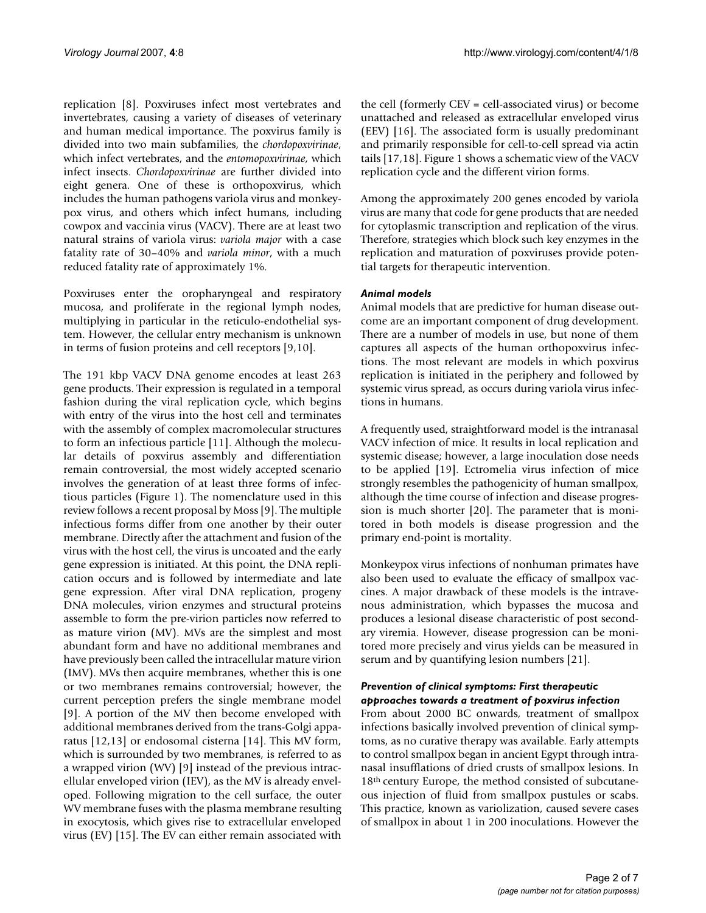replication [8]. Poxviruses infect most vertebrates and invertebrates, causing a variety of diseases of veterinary and human medical importance. The poxvirus family is divided into two main subfamilies, the *chordopoxvirinae*, which infect vertebrates, and the *entomopoxvirinae*, which infect insects. *Chordopoxvirinae* are further divided into eight genera. One of these is orthopoxvirus, which includes the human pathogens variola virus and monkeypox virus, and others which infect humans, including cowpox and vaccinia virus (VACV). There are at least two natural strains of variola virus: *variola major* with a case fatality rate of 30–40% and *variola minor*, with a much reduced fatality rate of approximately 1%.

Poxviruses enter the oropharyngeal and respiratory mucosa, and proliferate in the regional lymph nodes, multiplying in particular in the reticulo-endothelial system. However, the cellular entry mechanism is unknown in terms of fusion proteins and cell receptors [9,10].

The 191 kbp VACV DNA genome encodes at least 263 gene products. Their expression is regulated in a temporal fashion during the viral replication cycle, which begins with entry of the virus into the host cell and terminates with the assembly of complex macromolecular structures to form an infectious particle [11]. Although the molecular details of poxvirus assembly and differentiation remain controversial, the most widely accepted scenario involves the generation of at least three forms of infectious particles (Figure 1). The nomenclature used in this review follows a recent proposal by Moss [9]. The multiple infectious forms differ from one another by their outer membrane. Directly after the attachment and fusion of the virus with the host cell, the virus is uncoated and the early gene expression is initiated. At this point, the DNA replication occurs and is followed by intermediate and late gene expression. After viral DNA replication, progeny DNA molecules, virion enzymes and structural proteins assemble to form the pre-virion particles now referred to as mature virion (MV). MVs are the simplest and most abundant form and have no additional membranes and have previously been called the intracellular mature virion (IMV). MVs then acquire membranes, whether this is one or two membranes remains controversial; however, the current perception prefers the single membrane model [9]. A portion of the MV then become enveloped with additional membranes derived from the trans-Golgi apparatus [12,13] or endosomal cisterna [14]. This MV form, which is surrounded by two membranes, is referred to as a wrapped virion (WV) [9] instead of the previous intracellular enveloped virion (IEV), as the MV is already enveloped. Following migration to the cell surface, the outer WV membrane fuses with the plasma membrane resulting in exocytosis, which gives rise to extracellular enveloped virus (EV) [15]. The EV can either remain associated with the cell (formerly CEV = cell-associated virus) or become unattached and released as extracellular enveloped virus (EEV) [16]. The associated form is usually predominant and primarily responsible for cell-to-cell spread via actin tails [17,18]. Figure 1 shows a schematic view of the VACV replication cycle and the different virion forms.

Among the approximately 200 genes encoded by variola virus are many that code for gene products that are needed for cytoplasmic transcription and replication of the virus. Therefore, strategies which block such key enzymes in the replication and maturation of poxviruses provide potential targets for therapeutic intervention.

### *Animal models*

Animal models that are predictive for human disease outcome are an important component of drug development. There are a number of models in use, but none of them captures all aspects of the human orthopoxvirus infections. The most relevant are models in which poxvirus replication is initiated in the periphery and followed by systemic virus spread, as occurs during variola virus infections in humans.

A frequently used, straightforward model is the intranasal VACV infection of mice. It results in local replication and systemic disease; however, a large inoculation dose needs to be applied [19]. Ectromelia virus infection of mice strongly resembles the pathogenicity of human smallpox, although the time course of infection and disease progression is much shorter [20]. The parameter that is monitored in both models is disease progression and the primary end-point is mortality.

Monkeypox virus infections of nonhuman primates have also been used to evaluate the efficacy of smallpox vaccines. A major drawback of these models is the intravenous administration, which bypasses the mucosa and produces a lesional disease characteristic of post secondary viremia. However, disease progression can be monitored more precisely and virus yields can be measured in serum and by quantifying lesion numbers [21].

### *Prevention of clinical symptoms: First therapeutic approaches towards a treatment of poxvirus infection*

From about 2000 BC onwards, treatment of smallpox infections basically involved prevention of clinical symptoms, as no curative therapy was available. Early attempts to control smallpox began in ancient Egypt through intranasal insufflations of dried crusts of smallpox lesions. In 18th century Europe, the method consisted of subcutaneous injection of fluid from smallpox pustules or scabs. This practice, known as variolization, caused severe cases of smallpox in about 1 in 200 inoculations. However the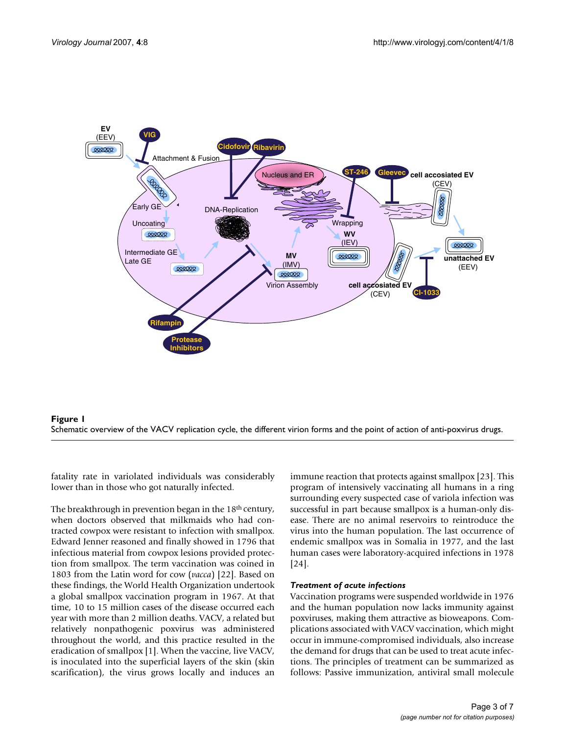**Figure 1**
Schematic overview of the VACV replication cycle, the different virion forms and the point of action of anti-poxvirus drugs.

fatality rate in variolated individuals was considerably lower than in those who got naturally infected.

The breakthrough in prevention began in the 18th century, when doctors observed that milkmaids who had contracted cowpox were resistant to infection with smallpox. Edward Jenner reasoned and finally showed in 1796 that infectious material from cowpox lesions provided protection from smallpox. The term vaccination was coined in 1803 from the Latin word for cow (*vacca*) [22]. Based on these findings, the World Health Organization undertook a global smallpox vaccination program in 1967. At that time, 10 to 15 million cases of the disease occurred each year with more than 2 million deaths. VACV, a related but relatively nonpathogenic poxvirus was administered throughout the world, and this practice resulted in the eradication of smallpox [1]. When the vaccine, live VACV, is inoculated into the superficial layers of the skin (skin scarification), the virus grows locally and induces an immune reaction that protects against smallpox [23]. This program of intensively vaccinating all humans in a ring surrounding every suspected case of variola infection was successful in part because smallpox is a human-only disease. There are no animal reservoirs to reintroduce the virus into the human population. The last occurrence of endemic smallpox was in Somalia in 1977, and the last human cases were laboratory-acquired infections in 1978 [24].

#### *Treatment of acute infections*

Vaccination programs were suspended worldwide in 1976 and the human population now lacks immunity against poxviruses, making them attractive as bioweapons. Complications associated with VACV vaccination, which might occur in immune-compromised individuals, also increase the demand for drugs that can be used to treat acute infections. The principles of treatment can be summarized as follows: Passive immunization, antiviral small molecule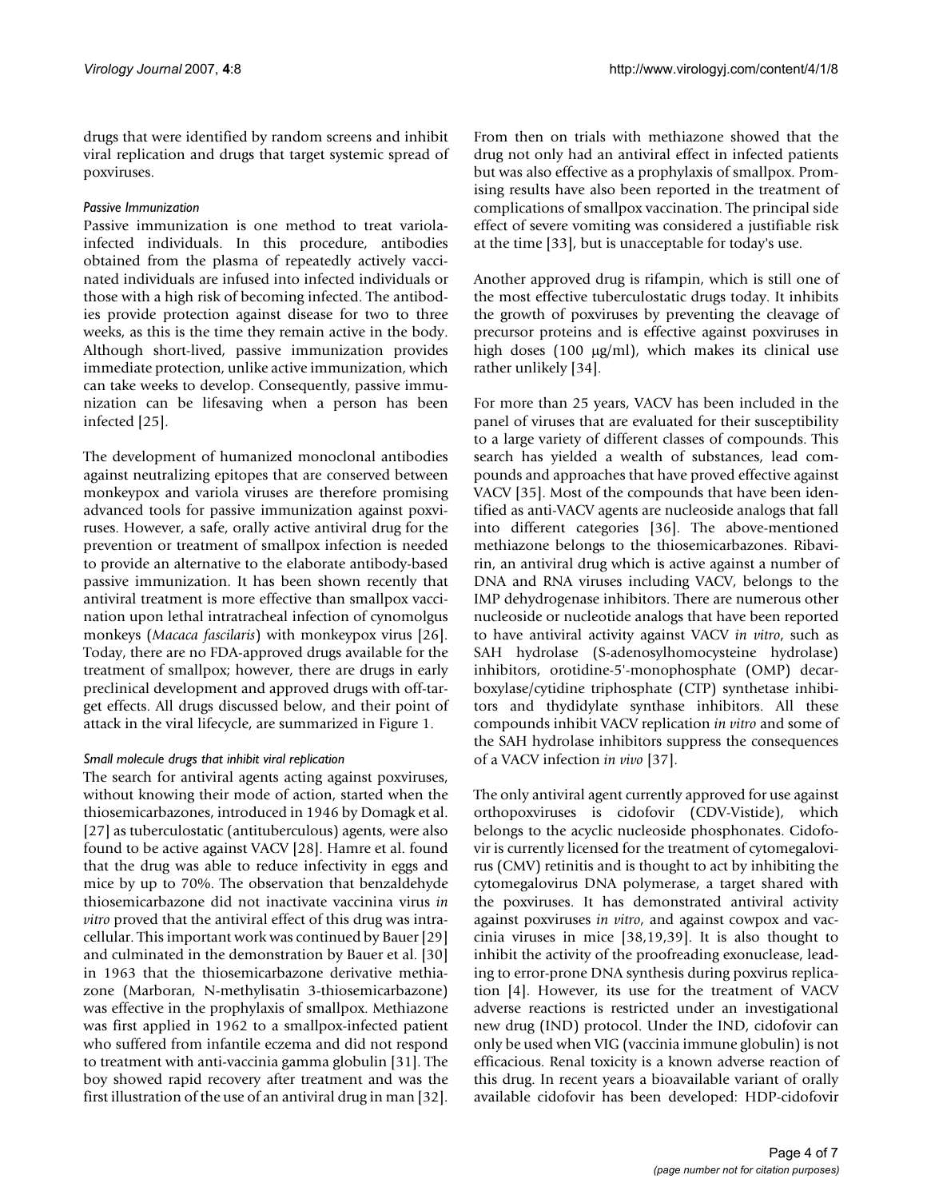drugs that were identified by random screens and inhibit viral replication and drugs that target systemic spread of poxviruses.

#### *Passive Immunization*

Passive immunization is one method to treat variola-infected individuals. In this procedure, antibodies obtained from the plasma of repeatedly actively vaccinated individuals are infused into infected individuals or those with a high risk of becoming infected. The antibodies provide protection against disease for two to three weeks, as this is the time they remain active in the body. Although short-lived, passive immunization provides immediate protection, unlike active immunization, which can take weeks to develop. Consequently, passive immunization can be lifesaving when a person has been infected [25].

The development of humanized monoclonal antibodies against neutralizing epitopes that are conserved between monkeypox and variola viruses are therefore promising advanced tools for passive immunization against poxviruses. However, a safe, orally active antiviral drug for the prevention or treatment of smallpox infection is needed to provide an alternative to the elaborate antibody-based passive immunization. It has been shown recently that antiviral treatment is more effective than smallpox vaccination upon lethal intratracheal infection of cynomolgus monkeys (*Macaca fascilaris*) with monkeypox virus [26]. Today, there are no FDA-approved drugs available for the treatment of smallpox; however, there are drugs in early preclinical development and approved drugs with off-target effects. All drugs discussed below, and their point of attack in the viral lifecycle, are summarized in Figure 1.

#### *Small molecule drugs that inhibit viral replication*

The search for antiviral agents acting against poxviruses, without knowing their mode of action, started when the thiosemicarbazones, introduced in 1946 by Domagk et al. [27] as tuberculostatic (antituberculous) agents, were also found to be active against VACV [28]. Hamre et al. found that the drug was able to reduce infectivity in eggs and mice by up to 70%. The observation that benzaldehyde thiosemicarbazone did not inactivate vaccinia virus *in vitro* proved that the antiviral effect of this drug was intracellular. This important work was continued by Bauer [29] and culminated in the demonstration by Bauer et al. [30] in 1963 that the thiosemicarbazone derivative methiazone (Marboran, N-methylisatin 3-thiosemicarbazone) was effective in the prophylaxis of smallpox. Methiazone was first applied in 1962 to a smallpox-infected patient who suffered from infantile eczema and did not respond to treatment with anti-vaccinia gamma globulin [31]. The boy showed rapid recovery after treatment and was the first illustration of the use of an antiviral drug in man [32]. From then on trials with methiazone showed that the drug not only had an antiviral effect in infected patients but was also effective as a prophylaxis of smallpox. Promising results have also been reported in the treatment of complications of smallpox vaccination. The principal side effect of severe vomiting was considered a justifiable risk at the time [33], but is unacceptable for today's use.

Another approved drug is rifampin, which is still one of the most effective tuberculostatic drugs today. It inhibits the growth of poxviruses by preventing the cleavage of precursor proteins and is effective against poxviruses in high doses (100 μg/ml), which makes its clinical use rather unlikely [34].

For more than 25 years, VACV has been included in the panel of viruses that are evaluated for their susceptibility to a large variety of different classes of compounds. This search has yielded a wealth of substances, lead compounds and approaches that have proved effective against VACV [35]. Most of the compounds that have been identified as anti-VACV agents are nucleoside analogs that fall into different categories [36]. The above-mentioned methiazone belongs to the thiosemicarbazones. Ribavirin, an antiviral drug which is active against a number of DNA and RNA viruses including VACV, belongs to the IMP dehydrogenase inhibitors. There are numerous other nucleoside or nucleotide analogs that have been reported to have antiviral activity against VACV *in vitro*, such as SAH hydrolase (S-adenosylhomocysteine hydrolase) inhibitors, orotidine-5'-monophosphate (OMP) decarboxylase/cytidine triphosphate (CTP) synthetase inhibitors and thydidylate synthase inhibitors. All these compounds inhibit VACV replication *in vitro* and some of the SAH hydrolase inhibitors suppress the consequences of a VACV infection *in vivo* [37].

The only antiviral agent currently approved for use against orthopoxviruses is cidofovir (CDV-Vistide), which belongs to the acyclic nucleoside phosphonates. Cidofovir is currently licensed for the treatment of cytomegalovirus (CMV) retinitis and is thought to act by inhibiting the cytomegalovirus DNA polymerase, a target shared with the poxviruses. It has demonstrated antiviral activity against poxviruses *in vitro*, and against cowpox and vaccinia viruses in mice [38,19,39]. It is also thought to inhibit the activity of the proofreading exonuclease, leading to error-prone DNA synthesis during poxvirus replication [4]. However, its use for the treatment of VACV adverse reactions is restricted under an investigational new drug (IND) protocol. Under the IND, cidofovir can only be used when VIG (vaccinia immune globulin) is not efficacious. Renal toxicity is a known adverse reaction of this drug. In recent years a bioavailable variant of orally available cidofovir has been developed: HDP-cidofovir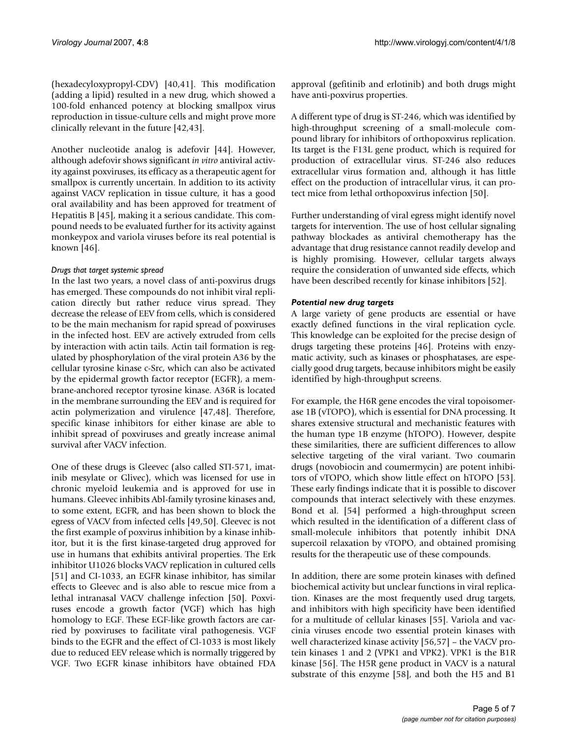(hexadecyloxypropyl-CDV) [40,41]. This modification (adding a lipid) resulted in a new drug, which showed a 100-fold enhanced potency at blocking smallpox virus reproduction in tissue-culture cells and might prove more clinically relevant in the future [42,43].

Another nucleotide analog is adefovir [44]. However, although adefovir shows significant *in vitro* antiviral activity against poxviruses, its efficacy as a therapeutic agent for smallpox is currently uncertain. In addition to its activity against VACV replication in tissue culture, it has a good oral availability and has been approved for treatment of Hepatitis B [45], making it a serious candidate. This compound needs to be evaluated further for its activity against monkeypox and variola viruses before its real potential is known [46].

#### *Drugs that target systemic spread*

In the last two years, a novel class of anti-poxvirus drugs has emerged. These compounds do not inhibit viral replication directly but rather reduce virus spread. They decrease the release of EEV from cells, which is considered to be the main mechanism for rapid spread of poxviruses in the infected host. EEV are actively extruded from cells by interaction with actin tails. Actin tail formation is regulated by phosphorylation of the viral protein A36 by the cellular tyrosine kinase c-Src, which can also be activated by the epidermal growth factor receptor (EGFR), a membrane-anchored receptor tyrosine kinase. A36R is located in the membrane surrounding the EEV and is required for actin polymerization and virulence [47,48]. Therefore, specific kinase inhibitors for either kinase are able to inhibit spread of poxviruses and greatly increase animal survival after VACV infection.

One of these drugs is Gleevec (also called STI-571, imatinib mesylate or Glivec), which was licensed for use in chronic myeloid leukemia and is approved for use in humans. Gleevec inhibits Abl-family tyrosine kinases and, to some extent, EGFR, and has been shown to block the egress of VACV from infected cells [49,50]. Gleevec is not the first example of poxvirus inhibition by a kinase inhibitor, but it is the first kinase-targeted drug approved for use in humans that exhibits antiviral properties. The Erk inhibitor U1026 blocks VACV replication in cultured cells [51] and CI-1033, an EGFR kinase inhibitor, has similar effects to Gleevec and is also able to rescue mice from a lethal intranasal VACV challenge infection [50]. Poxviruses encode a growth factor (VGF) which has high homology to EGF. These EGF-like growth factors are carried by poxviruses to facilitate viral pathogenesis. VGF binds to the EGFR and the effect of Cl-1033 is most likely due to reduced EEV release which is normally triggered by VGF. Two EGFR kinase inhibitors have obtained FDA approval (gefitinib and erlotinib) and both drugs might have anti-poxvirus properties.

A different type of drug is ST-246, which was identified by high-throughput screening of a small-molecule compound library for inhibitors of orthopoxvirus replication. Its target is the F13L gene product, which is required for production of extracellular virus. ST-246 also reduces extracellular virus formation and, although it has little effect on the production of intracellular virus, it can protect mice from lethal orthopoxvirus infection [50].

Further understanding of viral egress might identify novel targets for intervention. The use of host cellular signaling pathway blockades as antiviral chemotherapy has the advantage that drug resistance cannot readily develop and is highly promising. However, cellular targets always require the consideration of unwanted side effects, which have been described recently for kinase inhibitors [52].

### *Potential new drug targets*

A large variety of gene products are essential or have exactly defined functions in the viral replication cycle. This knowledge can be exploited for the precise design of drugs targeting these proteins [46]. Proteins with enzymatic activity, such as kinases or phosphatases, are especially good drug targets, because inhibitors might be easily identified by high-throughput screens.

For example, the H6R gene encodes the viral topoisomerase 1B (vTOPO), which is essential for DNA processing. It shares extensive structural and mechanistic features with the human type 1B enzyme (hTOPO). However, despite these similarities, there are sufficient differences to allow selective targeting of the viral variant. Two coumarin drugs (novobiocin and coumermycin) are potent inhibitors of vTOPO, which show little effect on hTOPO [53]. These early findings indicate that it is possible to discover compounds that interact selectively with these enzymes. Bond et al. [54] performed a high-throughput screen which resulted in the identification of a different class of small-molecule inhibitors that potently inhibit DNA supercoil relaxation by vTOPO, and obtained promising results for the therapeutic use of these compounds.

In addition, there are some protein kinases with defined biochemical activity but unclear functions in viral replication. Kinases are the most frequently used drug targets, and inhibitors with high specificity have been identified for a multitude of cellular kinases [55]. Variola and vaccinia viruses encode two essential protein kinases with well characterized kinase activity [56,57] – the VACV protein kinases 1 and 2 (VPK1 and VPK2). VPK1 is the B1R kinase [56]. The H5R gene product in VACV is a natural substrate of this enzyme [58], and both the H5 and B1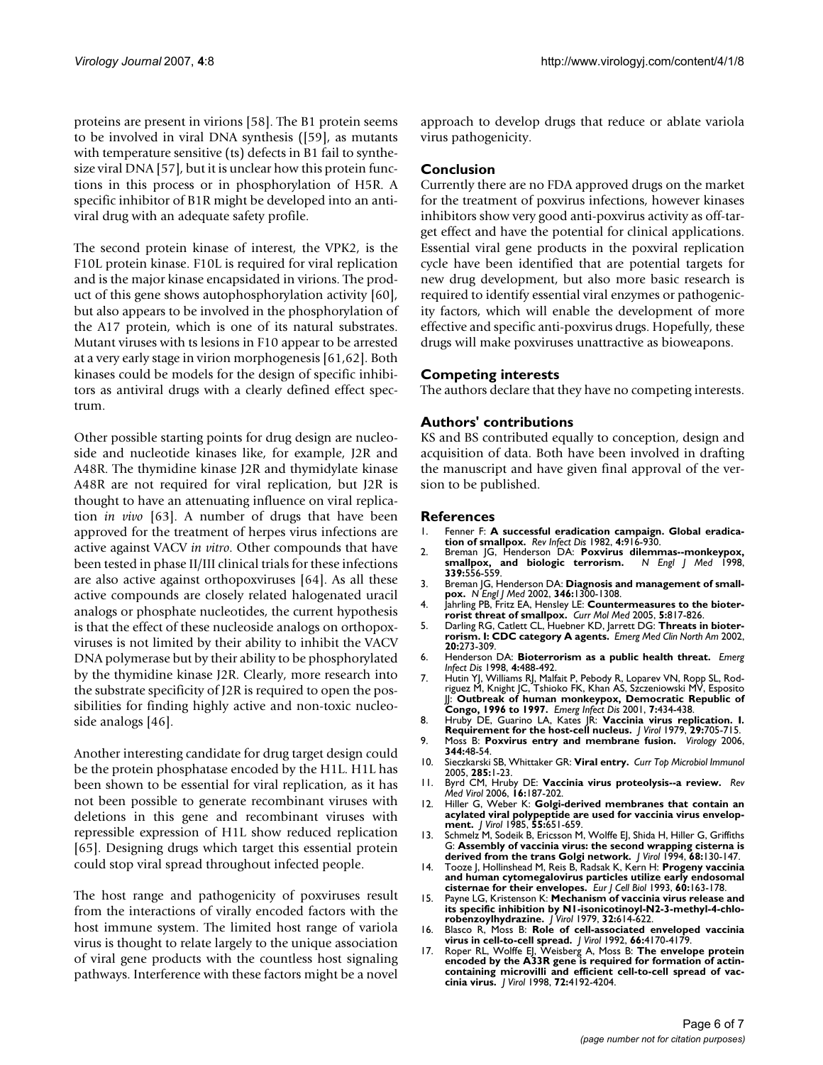proteins are present in virions [58]. The B1 protein seems to be involved in viral DNA synthesis ([59], as mutants with temperature sensitive (ts) defects in B1 fail to synthesize viral DNA [57], but it is unclear how this protein functions in this process or in phosphorylation of H5R. A specific inhibitor of B1R might be developed into an antiviral drug with an adequate safety profile.

The second protein kinase of interest, the VPK2, is the F10L protein kinase. F10L is required for viral replication and is the major kinase encapsidated in virions. The product of this gene shows autophosphorylation activity [60], but also appears to be involved in the phosphorylation of the A17 protein, which is one of its natural substrates. Mutant viruses with ts lesions in F10 appear to be arrested at a very early stage in virion morphogenesis [61,62]. Both kinases could be models for the design of specific inhibitors as antiviral drugs with a clearly defined effect spectrum.

Other possible starting points for drug design are nucleoside and nucleotide kinases like, for example, J2R and A48R. The thymidine kinase J2R and thymidylate kinase A48R are not required for viral replication, but J2R is thought to have an attenuating influence on viral replication *in vivo* [63]. A number of drugs that have been approved for the treatment of herpes virus infections are active against VACV *in vitro*. Other compounds that have been tested in phase II/III clinical trials for these infections are also active against orthopoxviruses [64]. As all these active compounds are closely related halogenated uracil analogs or phosphate nucleotides, the current hypothesis is that the effect of these nucleoside analogs on orthopoxviruses is not limited by their ability to inhibit the VACV DNA polymerase but by their ability to be phosphorylated by the thymidine kinase J2R. Clearly, more research into the substrate specificity of J2R is required to open the possibilities for finding highly active and non-toxic nucleoside analogs [46].

Another interesting candidate for drug target design could be the protein phosphatase encoded by the H1L. H1L has been shown to be essential for viral replication, as it has not been possible to generate recombinant viruses with deletions in this gene and recombinant viruses with repressible expression of H1L show reduced replication [65]. Designing drugs which target this essential protein could stop viral spread throughout infected people.

The host range and pathogenicity of poxviruses result from the interactions of virally encoded factors with the host immune system. The limited host range of variola virus is thought to relate largely to the unique association of viral gene products with the countless host signaling pathways. Interference with these factors might be a novel approach to develop drugs that reduce or ablate variola virus pathogenicity.

## Conclusion

Currently there are no FDA approved drugs on the market for the treatment of poxvirus infections, however kinases inhibitors show very good anti-poxvirus activity as off-target effect and have the potential for clinical applications. Essential viral gene products in the poxviral replication cycle have been identified that are potential targets for new drug development, but also more basic research is required to identify essential viral enzymes or pathogenicity factors, which will enable the development of more effective and specific anti-poxvirus drugs. Hopefully, these drugs will make poxviruses unattractive as bioweapons.

## Competing interests

The authors declare that they have no competing interests.

## Authors' contributions

KS and BS contributed equally to conception, design and acquisition of data. Both have been involved in drafting the manuscript and have given final approval of the version to be published.

## References

1. Fenner F: **A successful eradication campaign. Global eradication of smallpox.** *Rev Infect Dis* 1982, **4:**916-930.
2. Breman JG, Henderson DA: **Poxvirus dilemmas--monkeypox, smallpox, and biologic terrorism.** *N Engl J Med* 1998, **339:**556-559.
3. Breman JG, Henderson DA: **Diagnosis and management of smallpox.** *N Engl J Med* 2002, **346:**1300-1308.
4. Jahrling PB, Fritz EA, Hensley LE: **Countermeasures to the bioterrorist threat of smallpox.** *Curr Mol Med* 2005, **5:**817-826.
5. Darling RG, Catlett CL, Huebner KD, Jarrett DG: **Threats in bioterrorism. I: CDC category A agents.** *Emerg Med Clin North Am* 2002, **20:**273-309.
6. Henderson DA: **Bioterrorism as a public health threat.** *Emerg Infect Dis* 1998, **4:**488-492.
7. Hutin YJ, Williams RJ, Malfait P, Pebody R, Loparev VN, Ropp SL, Rodriguez M, Knight JC, Tshioko FK, Khan AS, Szczeniowski MV, Esposito JJ: **Outbreak of human monkeypox, Democratic Republic of Congo, 1996 to 1997.** *Emerg Infect Dis* 2001, **7:**434-438.
8. Hruby DE, Guarino LA, Kates JR: **Vaccinia virus replication. I. Requirement for the host-cell nucleus.** *J Virol* 1979, **29:**705-715.
9. Moss B: **Poxvirus entry and membrane fusion.** *Virology* 2006, **344:**48-54.
10. Sieczkarski SB, Whittaker GR: **Viral entry.** *Curr Top Microbiol Immunol* 2005, **285:**1-23.
11. Byrd CM, Hruby DE: **Vaccinia virus proteolysis--a review.** *Rev Med Virol* 2006, **16:**187-202.
12. Hiller G, Weber K: **Golgi-derived membranes that contain an acylated viral polypeptide are used for vaccinia virus envelopment.** *J Virol* 1985, **55:**651-659.
13. Schmelz M, Sodeik B, Ericsson M, Wolffe EJ, Shida H, Hiller G, Griffiths G: **Assembly of vaccinia virus: the second wrapping cisterna is derived from the trans Golgi network.** *J Virol* 1994, **68:**130-147.
14. Tooze J, Hollinshead M, Reis B, Radsak K, Kern H: **Progeny vaccinia and human cytomegalovirus particles utilize early endosomal cisternae for their envelopes.** *Eur J Cell Biol* 1993, **60:**163-178.
15. Payne LG, Kristenson K: **Mechanism of vaccinia virus release and its specific inhibition by N1-isonicotinoyl-N2-3-methyl-4-chlorobenzoylhydrazine.** *J Virol* 1979, **32:**614-622.
16. Blasco R, Moss B: **Role of cell-associated enveloped vaccinia virus in cell-to-cell spread.** *J Virol* 1992, **66:**4170-4179.
17. Roper RL, Wolffe EJ, Weisberg A, Moss B: **The envelope protein encoded by the A33R gene is required for formation of actin-containing microvilli and efficient cell-to-cell spread of vaccinia virus.** *J Virol* 1998, **72:**4192-4204.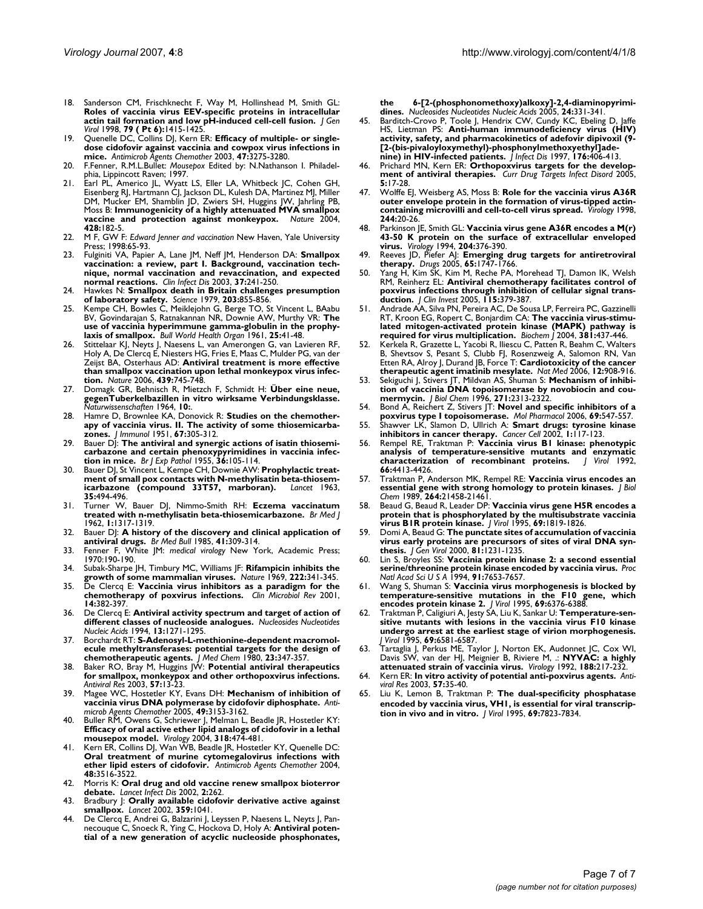18. Sanderson CM, Frischknecht F, Way M, Hollinshead M, Smith GL: **Roles of vaccinia virus EEV-specific proteins in intracellular actin tail formation and low pH-induced cell-cell fusion.** *J Gen Virol* 1998, **79 ( Pt 6):**1415-1425.
19. Quenelle DC, Collins DJ, Kern ER: **Efficacy of multiple- or single-dose cidofovir against vaccinia and cowpox virus infections in mice.** *Antimicrob Agents Chemother* 2003, **47:**3275-3280.
20. F.Fenner, R.M.L.Bullet: *Mousepox* Edited by: N.Nathanson I. Philadelphia, Lippincott Raven; 1997.
21. Earl PL, Americo JL, Wyatt LS, Eller LA, Whitbeck JC, Cohen GH, Eisenberg RJ, Hartmann CJ, Jackson DL, Kulesh DA, Martinez MJ, Miller DM, Mucker EM, Shamblin JD, Zwiers SH, Huggins JW, Jahrling PB, Moss B: **Immunogenicity of a highly attenuated MVA smallpox vaccine and protection against monkeypox.** *Nature* 2004, **428:**182-5.
22. M F, GW F: *Edward Jenner and vaccination* New Haven, Yale University Press; 1998:65-93.
23. Fulginiti VA, Papier A, Lane JM, Neff JM, Henderson DA: **Smallpox vaccination: a review, part I. Background, vaccination technique, normal vaccination and revaccination, and expected normal reactions.** *Clin Infect Dis* 2003, **37:**241-250.
24. Hawkes N: **Smallpox death in Britain challenges presumption of laboratory safety.** *Science* 1979, **203:**855-856.
25. Kempe CH, Bowles C, Meiklejohn G, Berge TO, St Vincent L, BAabu BV, Govindarajan S, Ratnakannan NR, Downie AW, Murthy VR: **The use of vaccinia hyperimmune gamma-globulin in the prophylaxis of smallpox.** *Bull World Health Organ* 1961, **25:**41-48.
26. Stittelaar KJ, Neyts J, Naesens L, van Amerongen G, van Lavieren RF, Holy A, De Clercq E, Niesters HG, Fries E, Maas C, Mulder PG, van der Zeijst BA, Osterhaus AD: **Antiviral treatment is more effective than smallpox vaccination upon lethal monkeypox virus infection.** *Nature* 2006, **439:**745-748.
27. Domagk GR, Behnisch R, Mietzch F, Schmidt H: **Über eine neue, gegenTuberkelbazillen in vitro wirksame Verbindungsklasse.** *Naturwissenschaften* 1964, **10:**.
28. Hamre D, Brownlee KA, Donovick R: **Studies on the chemotherapy of vaccinia virus. II. The activity of some thiosemicarbazones.** *J Immunol* 1951, **67:**305-312.
29. Bauer DJ: **The antiviral and synergic actions of isatin thiosemicarbazone and certain phenoxypyrimidines in vaccinia infection in mice.** *Br J Exp Pathol* 1955, **36:**105-114.
30. Bauer DJ, St Vincent L, Kempe CH, Downie AW: **Prophylactic treatment of small pox contacts with N-methylisatin beta-thiosemicarbazone (compound 33T57, marboran).** *Lancet* 1963, **35:**494-496.
31. Turner W, Bauer DJ, Nimmo-Smith RH: **Eczema vaccinatum treated with n-methylisatin beta-thiosemicarbazone.** *Br Med J* 1962, **1:**1317-1319.
32. Bauer DJ: **A history of the discovery and clinical application of antiviral drugs.** *Br Med Bull* 1985, **41:**309-314.
33. Fenner F, White JM: *medical virology* New York, Academic Press; 1970:190-190.
34. Subak-Sharpe JH, Timbury MC, Williams JF: **Rifampicin inhibits the growth of some mammalian viruses.** *Nature* 1969, **222:**341-345.
35. De Clercq E: **Vaccinia virus inhibitors as a paradigm for the chemotherapy of poxvirus infections.** *Clin Microbiol Rev* 2001, **14:**382-397.
36. De Clercq E: **Antiviral activity spectrum and target of action of different classes of nucleoside analogues.** *Nucleosides Nucleotides Nucleic Acids* 1994, **13:**1271-1295.
37. Borchardt RT: **S-Adenosyl-L-methionine-dependent macromolecule methyltransferases: potential targets for the design of chemotherapeutic agents.** *J Med Chem* 1980, **23:**347-357.
38. Baker RO, Bray M, Huggins JW: **Potential antiviral therapeutics for smallpox, monkeypox and other orthopoxvirus infections.** *Antiviral Res* 2003, **57:**13-23.
39. Magee WC, Hostetler KY, Evans DH: **Mechanism of inhibition of vaccinia virus DNA polymerase by cidofovir diphosphate.** *Antimicrob Agents Chemother* 2005, **49:**3153-3162.
40. Buller RM, Owens G, Schriewer J, Melman L, Beadle JR, Hostetler KY: **Efficacy of oral active ether lipid analogs of cidofovir in a lethal mousepox model.** *Virology* 2004, **318:**474-481.
41. Kern ER, Collins DJ, Wan WB, Beadle JR, Hostetler KY, Quenelle DC: **Oral treatment of murine cytomegalovirus infections with ether lipid esters of cidofovir.** *Antimicrob Agents Chemother* 2004, **48:**3516-3522.
42. Morris K: **Oral drug and old vaccine renew smallpox bioterror debate.** *Lancet Infect Dis* 2002, **2:**262.
43. Bradbury J: **Orally available cidofovir derivative active against smallpox.** *Lancet* 2002, **359:**1041.
44. De Clercq E, Andrei G, Balzarini J, Leyssen P, Naesens L, Neyts J, Pannecouque C, Snoeck R, Ying C, Hockova D, Holy A: **Antiviral potential of a new generation of acyclic nucleoside phosphonates, the 6-[2-(phosphonomethoxy)alkoxy]-2,4-diaminopyrimidines.** *Nucleosides Nucleotides Nucleic Acids* 2005, **24:**331-341.
45. Barditch-Crovo P, Toole J, Hendrix CW, Cundy KC, Ebeling D, Jaffe HS, Lietman PS: **Anti-human immunodeficiency virus (HIV) activity, safety, and pharmacokinetics of adefovir dipivoxil (9-[2-(bis-pivaloyloxymethyl)-phosphonylmethoxyethyl]adenine) in HIV-infected patients.** *J Infect Dis* 1997, **176:**406-413.
46. Prichard MN, Kern ER: **Orthopoxvirus targets for the development of antiviral therapies.** *Curr Drug Targets Infect Disord* 2005, **5:**17-28.
47. Wolffe EJ, Weisberg AS, Moss B: **Role for the vaccinia virus A36R outer envelope protein in the formation of virus-tipped actin-containing microvilli and cell-to-cell virus spread.** *Virology* 1998, **244:**20-26.
48. Parkinson JE, Smith GL: **Vaccinia virus gene A36R encodes a M(r) 43-50 K protein on the surface of extracellular enveloped virus.** *Virology* 1994, **204:**376-390.
49. Reeves JD, Piefer AJ: **Emerging drug targets for antiretroviral therapy.** *Drugs* 2005, **65:**1747-1766.
50. Yang H, Kim SK, Kim M, Reche PA, Morehead TJ, Damon IK, Welsh RM, Reinherz EL: **Antiviral chemotherapy facilitates control of poxvirus infections through inhibition of cellular signal transduction.** *J Clin Invest* 2005, **115:**379-387.
51. Andrade AA, Silva PN, Pereira AC, De Sousa LP, Ferreira PC, Gazzinelli RT, Kroon EG, Ropert C, Bonjardim CA: **The vaccinia virus-stimulated mitogen-activated protein kinase (MAPK) pathway is required for virus multiplication.** *Biochem J* 2004, **381:**437-446.
52. Kerkela R, Grazette L, Yacobi R, Iliescu C, Patten R, Beahm C, Walters B, Shevtsov S, Pesant S, Clubb FJ, Rosenzweig A, Salomon RN, Van Etten RA, Alroy J, Durand JB, Force T: **Cardiotoxicity of the cancer therapeutic agent imatinib mesylate.** *Nat Med* 2006, **12:**908-916.
53. Sekiguchi J, Stivers JT, Mildvan AS, Shuman S: **Mechanism of inhibition of vaccinia DNA topoisomerase by novobiocin and coumermycin.** *J Biol Chem* 1996, **271:**2313-2322.
54. Bond A, Reichert Z, Stivers JT: **Novel and specific inhibitors of a poxvirus type I topoisomerase.** *Mol Pharmacol* 2006, **69:**547-557.
55. Shawver LK, Slamon D, Ullrich A: **Smart drugs: tyrosine kinase inhibitors in cancer therapy.** *Cancer Cell* 2002, **1:**117-123.
56. Rempel RE, Traktman P: **Vaccinia virus B1 kinase: phenotypic analysis of temperature-sensitive mutants and enzymatic characterization of recombinant proteins.** *J Virol* 1992, **66:**4413-4426.
57. Traktman P, Anderson MK, Rempel RE: **Vaccinia virus encodes an essential gene with strong homology to protein kinases.** *J Biol Chem* 1989, **264:**21458-21461.
58. Beaud G, Beaud R, Leader DP: **Vaccinia virus gene H5R encodes a protein that is phosphorylated by the multisubstrate vaccinia virus B1R protein kinase.** *J Virol* 1995, **69:**1819-1826.
59. Domi A, Beaud G: **The punctate sites of accumulation of vaccinia virus early proteins are precursors of sites of viral DNA synthesis.** *J Gen Virol* 2000, **81:**1231-1235.
60. Lin S, Broyles SS: **Vaccinia protein kinase 2: a second essential serine/threonine protein kinase encoded by vaccinia virus.** *Proc Natl Acad Sci U S A* 1994, **91:**7653-7657.
61. Wang S, Shuman S: **Vaccinia virus morphogenesis is blocked by temperature-sensitive mutations in the F10 gene, which encodes protein kinase 2.** *J Virol* 1995, **69:**6376-6388.
62. Traktman P, Caligiuri A, Jesty SA, Liu K, Sankar U: **Temperature-sensitive mutants with lesions in the vaccinia virus F10 kinase undergo arrest at the earliest stage of virion morphogenesis.** *J Virol* 1995, **69:**6581-6587.
63. Tartaglia J, Perkus ME, Taylor J, Norton EK, Audonnet JC, Cox WI, Davis SW, van der HJ, Meignier B, Riviere M, .: **NYVAC: a highly attenuated strain of vaccinia virus.** *Virology* 1992, **188:**217-232.
64. Kern ER: **In vitro activity of potential anti-poxvirus agents.** *Antiviral Res* 2003, **57:**35-40.
65. Liu K, Lemon B, Traktman P: **The dual-specificity phosphatase encoded by vaccinia virus, VH1, is essential for viral transcription in vivo and in vitro.** *J Virol* 1995, **69:**7823-7834.